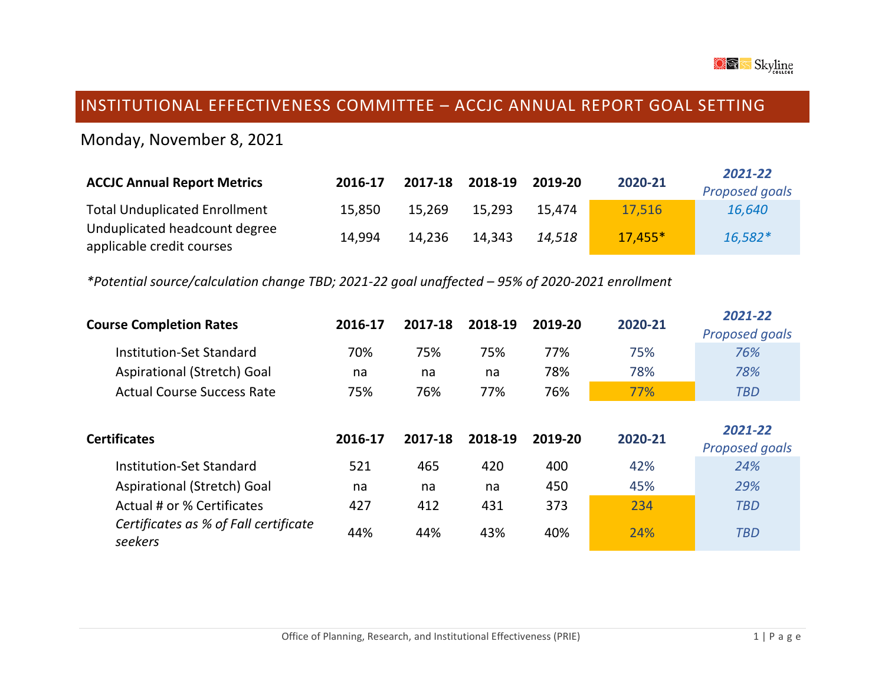# INSTITUTIONAL EFFECTIVENESS COMMITTEE – ACCJC ANNUAL REPORT GOAL SETTING

Monday, November 8, 2021

| **ACCJC Annual Report Metrics** | **2016-17** | **2017-18** | **2018-19** | **2019-20** | **2020-21** | ***2021-22*** *Proposed goals* |
|---|---|---|---|---|---|---|
| Total Unduplicated Enrollment | 15,850 | 15,269 | 15,293 | 15,474 | 17,516 | *16,640* |
| Unduplicated headcount degree applicable credit courses | 14,994 | 14,236 | 14,343 | *14,518* | 17,455* | *16,582** |

**Potential source/calculation change TBD; 2021-22 goal unaffected – 95% of 2020-2021 enrollment*

| **Course Completion Rates** | **2016-17** | **2017-18** | **2018-19** | **2019-20** | **2020-21** | ***2021-22*** *Proposed goals* |
|---|---|---|---|---|---|---|
| Institution-Set Standard | 70% | 75% | 75% | 77% | 75% | *76%* |
| Aspirational (Stretch) Goal | na | na | na | 78% | 78% | *78%* |
| Actual Course Success Rate | 75% | 76% | 77% | 76% | 77% | *TBD* |

| **Certificates** | **2016-17** | **2017-18** | **2018-19** | **2019-20** | **2020-21** | ***2021-22*** *Proposed goals* |
|---|---|---|---|---|---|---|
| Institution-Set Standard | 521 | 465 | 420 | 400 | 42% | *24%* |
| Aspirational (Stretch) Goal | na | na | na | 450 | 45% | *29%* |
| Actual # or % Certificates | 427 | 412 | 431 | 373 | 234 | *TBD* |
| *Certificates as % of Fall certificate seekers* | 44% | 44% | 43% | 40% | 24% | *TBD* |

Office of Planning, Research, and Institutional Effectiveness (PRIE)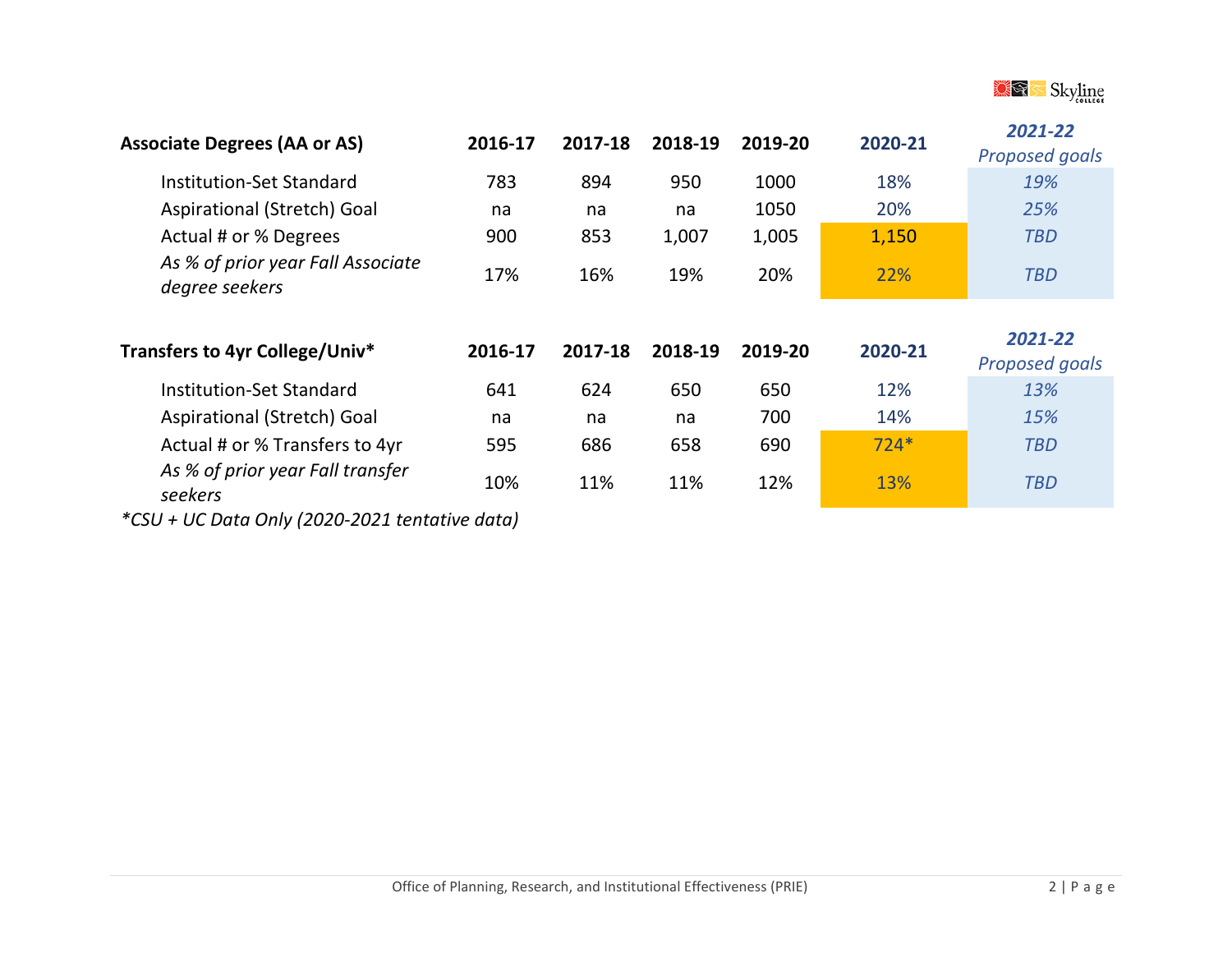| **Associate Degrees (AA or AS)** | **2016-17** | **2017-18** | **2018-19** | **2019-20** | **2020-21** | ***2021-22*** *Proposed goals* |
|---|---|---|---|---|---|---|
| Institution-Set Standard | 783 | 894 | 950 | 1000 | 18% | *19%* |
| Aspirational (Stretch) Goal | na | na | na | 1050 | 20% | *25%* |
| Actual # or % Degrees | 900 | 853 | 1,007 | 1,005 | 1,150 | *TBD* |
| *As % of prior year Fall Associate degree seekers* | 17% | 16% | 19% | 20% | 22% | *TBD* |

| **Transfers to 4yr College/Univ*** | **2016-17** | **2017-18** | **2018-19** | **2019-20** | **2020-21** | ***2021-22*** *Proposed goals* |
|---|---|---|---|---|---|---|
| Institution-Set Standard | 641 | 624 | 650 | 650 | 12% | *13%* |
| Aspirational (Stretch) Goal | na | na | na | 700 | 14% | *15%* |
| Actual # or % Transfers to 4yr | 595 | 686 | 658 | 690 | 724* | *TBD* |
| *As % of prior year Fall transfer seekers* | 10% | 11% | 11% | 12% | 13% | *TBD* |

*\*CSU + UC Data Only (2020-2021 tentative data)*